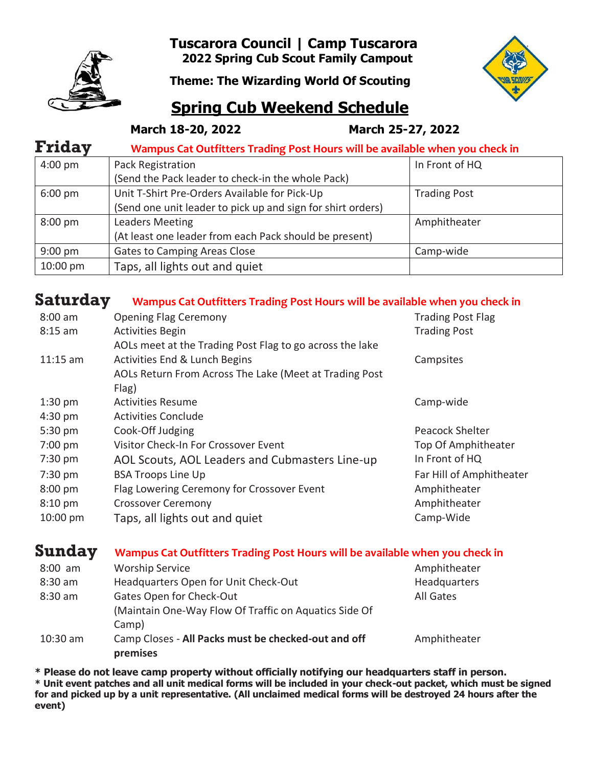# Tuscarora Council | Camp Tuscarora

**2022 Spring Cub Scout Family Campout**

**Theme: The Wizarding World Of Scouting**

## Spring Cub Weekend Schedule

**March 18-20, 2022** **March 25-27, 2022**

### Friday

**Wampus Cat Outfitters Trading Post Hours will be available when you check in**

| Time | Event | Location |
|---|---|---|
| 4:00 pm | Pack Registration (Send the Pack leader to check-in the whole Pack) | In Front of HQ |
| 6:00 pm | Unit T-Shirt Pre-Orders Available for Pick-Up (Send one unit leader to pick up and sign for shirt orders) | Trading Post |
| 8:00 pm | Leaders Meeting (At least one leader from each Pack should be present) | Amphitheater |
| 9:00 pm | Gates to Camping Areas Close | Camp-wide |
| 10:00 pm | Taps, all lights out and quiet | |

### Saturday

**Wampus Cat Outfitters Trading Post Hours will be available when you check in**

| Time | Event | Location |
|---|---|---|
| 8:00 am | Opening Flag Ceremony | Trading Post Flag |
| 8:15 am | Activities Begin<br>AOLs meet at the Trading Post Flag to go across the lake | Trading Post |
| 11:15 am | Activities End & Lunch Begins<br>AOLs Return From Across The Lake (Meet at Trading Post Flag) | Campsites |
| 1:30 pm | Activities Resume | Camp-wide |
| 4:30 pm | Activities Conclude | |
| 5:30 pm | Cook-Off Judging | Peacock Shelter |
| 7:00 pm | Visitor Check-In For Crossover Event | Top Of Amphitheater |
| 7:30 pm | AOL Scouts, AOL Leaders and Cubmasters Line-up | In Front of HQ |
| 7:30 pm | BSA Troops Line Up | Far Hill of Amphitheater |
| 8:00 pm | Flag Lowering Ceremony for Crossover Event | Amphitheater |
| 8:10 pm | Crossover Ceremony | Amphitheater |
| 10:00 pm | Taps, all lights out and quiet | Camp-Wide |

### Sunday

**Wampus Cat Outfitters Trading Post Hours will be available when you check in**

| Time | Event | Location |
|---|---|---|
| 8:00 am | Worship Service | Amphitheater |
| 8:30 am | Headquarters Open for Unit Check-Out | Headquarters |
| 8:30 am | Gates Open for Check-Out<br>(Maintain One-Way Flow Of Traffic on Aquatics Side Of Camp) | All Gates |
| 10:30 am | Camp Closes - **All Packs must be checked-out and off premises** | Amphitheater |

**\* Please do not leave camp property without officially notifying our headquarters staff in person.**

**\* Unit event patches and all unit medical forms will be included in your check-out packet, which must be signed for and picked up by a unit representative. (All unclaimed medical forms will be destroyed 24 hours after the event)**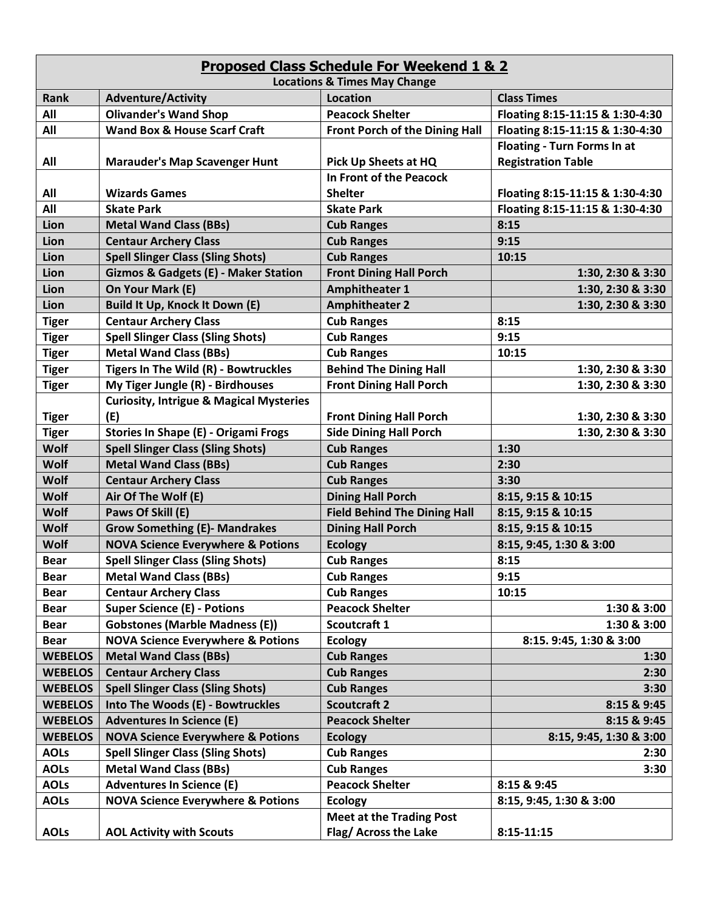## Proposed Class Schedule For Weekend 1 & 2

**Locations & Times May Change**

| Rank | Adventure/Activity | Location | Class Times |
|---|---|---|---|
| All | Olivander's Wand Shop | Peacock Shelter | Floating 8:15-11:15 & 1:30-4:30 |
| All | Wand Box & House Scarf Craft | Front Porch of the Dining Hall | Floating 8:15-11:15 & 1:30-4:30 |
| All | Marauder's Map Scavenger Hunt | Pick Up Sheets at HQ | Floating - Turn Forms In at Registration Table |
| All | Wizards Games | In Front of the Peacock Shelter | Floating 8:15-11:15 & 1:30-4:30 |
| All | Skate Park | Skate Park | Floating 8:15-11:15 & 1:30-4:30 |
| Lion | Metal Wand Class (BBs) | Cub Ranges | 8:15 |
| Lion | Centaur Archery Class | Cub Ranges | 9:15 |
| Lion | Spell Slinger Class (Sling Shots) | Cub Ranges | 10:15 |
| Lion | Gizmos & Gadgets (E) - Maker Station | Front Dining Hall Porch | 1:30, 2:30 & 3:30 |
| Lion | On Your Mark (E) | Amphitheater 1 | 1:30, 2:30 & 3:30 |
| Lion | Build It Up, Knock It Down (E) | Amphitheater 2 | 1:30, 2:30 & 3:30 |
| Tiger | Centaur Archery Class | Cub Ranges | 8:15 |
| Tiger | Spell Slinger Class (Sling Shots) | Cub Ranges | 9:15 |
| Tiger | Metal Wand Class (BBs) | Cub Ranges | 10:15 |
| Tiger | Tigers In The Wild (R) - Bowtruckles | Behind The Dining Hall | 1:30, 2:30 & 3:30 |
| Tiger | My Tiger Jungle (R) - Birdhouses | Front Dining Hall Porch | 1:30, 2:30 & 3:30 |
| Tiger | Curiosity, Intrigue & Magical Mysteries (E) | Front Dining Hall Porch | 1:30, 2:30 & 3:30 |
| Tiger | Stories In Shape (E) - Origami Frogs | Side Dining Hall Porch | 1:30, 2:30 & 3:30 |
| Wolf | Spell Slinger Class (Sling Shots) | Cub Ranges | 1:30 |
| Wolf | Metal Wand Class (BBs) | Cub Ranges | 2:30 |
| Wolf | Centaur Archery Class | Cub Ranges | 3:30 |
| Wolf | Air Of The Wolf (E) | Dining Hall Porch | 8:15, 9:15 & 10:15 |
| Wolf | Paws Of Skill (E) | Field Behind The Dining Hall | 8:15, 9:15 & 10:15 |
| Wolf | Grow Something (E)- Mandrakes | Dining Hall Porch | 8:15, 9:15 & 10:15 |
| Wolf | NOVA Science Everywhere & Potions | Ecology | 8:15, 9:45, 1:30 & 3:00 |
| Bear | Spell Slinger Class (Sling Shots) | Cub Ranges | 8:15 |
| Bear | Metal Wand Class (BBs) | Cub Ranges | 9:15 |
| Bear | Centaur Archery Class | Cub Ranges | 10:15 |
| Bear | Super Science (E) - Potions | Peacock Shelter | 1:30 & 3:00 |
| Bear | Gobstones (Marble Madness (E)) | Scoutcraft 1 | 1:30 & 3:00 |
| Bear | NOVA Science Everywhere & Potions | Ecology | 8:15. 9:45, 1:30 & 3:00 |
| WEBELOS | Metal Wand Class (BBs) | Cub Ranges | 1:30 |
| WEBELOS | Centaur Archery Class | Cub Ranges | 2:30 |
| WEBELOS | Spell Slinger Class (Sling Shots) | Cub Ranges | 3:30 |
| WEBELOS | Into The Woods (E) - Bowtruckles | Scoutcraft 2 | 8:15 & 9:45 |
| WEBELOS | Adventures In Science (E) | Peacock Shelter | 8:15 & 9:45 |
| WEBELOS | NOVA Science Everywhere & Potions | Ecology | 8:15, 9:45, 1:30 & 3:00 |
| AOLs | Spell Slinger Class (Sling Shots) | Cub Ranges | 2:30 |
| AOLs | Metal Wand Class (BBs) | Cub Ranges | 3:30 |
| AOLs | Adventures In Science (E) | Peacock Shelter | 8:15 & 9:45 |
| AOLs | NOVA Science Everywhere & Potions | Ecology | 8:15, 9:45, 1:30 & 3:00 |
| AOLs | AOL Activity with Scouts | Meet at the Trading Post Flag/ Across the Lake | 8:15-11:15 |